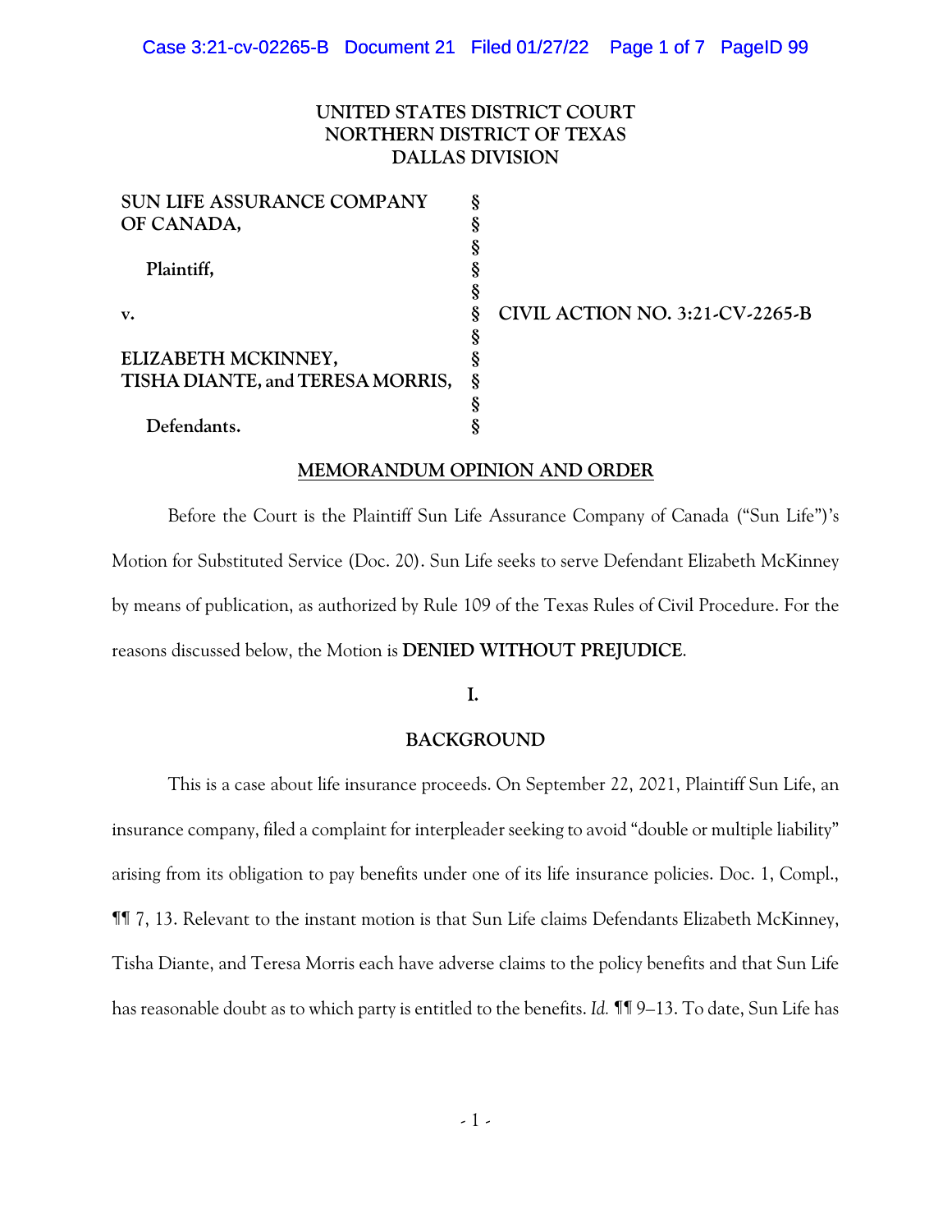UNITED STATES DISTRICT COURT
NORTHERN DISTRICT OF TEXAS
DALLAS DIVISION

| | | |
|---|---|---|
| **SUN LIFE ASSURANCE COMPANY OF CANADA,** | § | |
| | § | |
| **Plaintiff,** | § | |
| | § | |
| **v.** | § | **CIVIL ACTION NO. 3:21-CV-2265-B** |
| | § | |
| **ELIZABETH MCKINNEY, TISHA DIANTE, and TERESA MORRIS,** | § | |
| | § | |
| **Defendants.** | § | |

## MEMORANDUM OPINION AND ORDER

Before the Court is the Plaintiff Sun Life Assurance Company of Canada ("Sun Life")'s Motion for Substituted Service (Doc. 20). Sun Life seeks to serve Defendant Elizabeth McKinney by means of publication, as authorized by Rule 109 of the Texas Rules of Civil Procedure. For the reasons discussed below, the Motion is **DENIED WITHOUT PREJUDICE**.

## I.

## BACKGROUND

This is a case about life insurance proceeds. On September 22, 2021, Plaintiff Sun Life, an insurance company, filed a complaint for interpleader seeking to avoid "double or multiple liability" arising from its obligation to pay benefits under one of its life insurance policies. Doc. 1, Compl., ¶¶ 7, 13. Relevant to the instant motion is that Sun Life claims Defendants Elizabeth McKinney, Tisha Diante, and Teresa Morris each have adverse claims to the policy benefits and that Sun Life has reasonable doubt as to which party is entitled to the benefits. *Id.* ¶¶ 9–13. To date, Sun Life has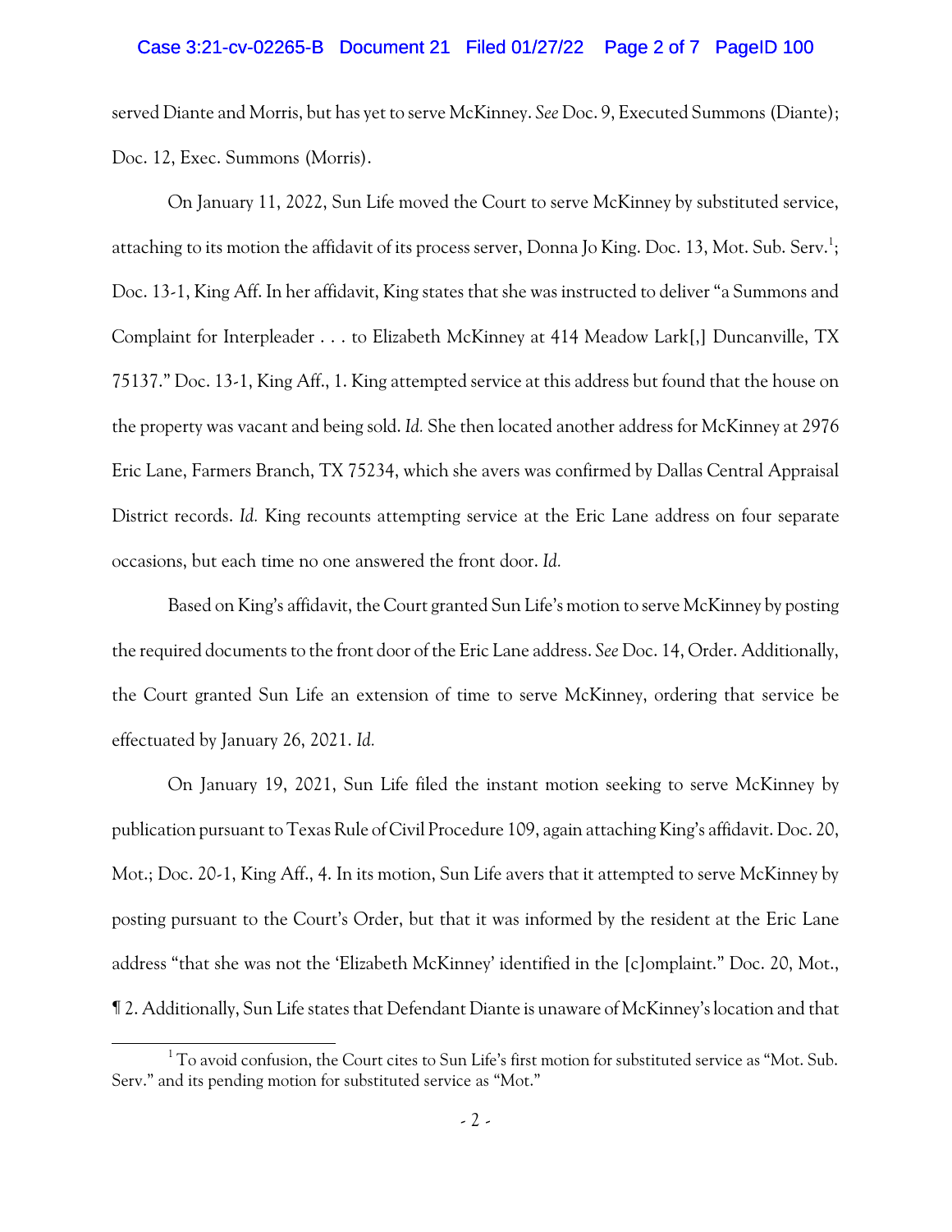served Diante and Morris, but has yet to serve McKinney. *See* Doc. 9, Executed Summons (Diante); Doc. 12, Exec. Summons (Morris).

On January 11, 2022, Sun Life moved the Court to serve McKinney by substituted service, attaching to its motion the affidavit of its process server, Donna Jo King. Doc. 13, Mot. Sub. Serv.[1]; Doc. 13-1, King Aff. In her affidavit, King states that she was instructed to deliver "a Summons and Complaint for Interpleader . . . to Elizabeth McKinney at 414 Meadow Lark[,] Duncanville, TX 75137." Doc. 13-1, King Aff., 1. King attempted service at this address but found that the house on the property was vacant and being sold. *Id.* She then located another address for McKinney at 2976 Eric Lane, Farmers Branch, TX 75234, which she avers was confirmed by Dallas Central Appraisal District records. *Id.* King recounts attempting service at the Eric Lane address on four separate occasions, but each time no one answered the front door. *Id.*

Based on King's affidavit, the Court granted Sun Life's motion to serve McKinney by posting the required documents to the front door of the Eric Lane address. *See* Doc. 14, Order. Additionally, the Court granted Sun Life an extension of time to serve McKinney, ordering that service be effectuated by January 26, 2021. *Id.*

On January 19, 2021, Sun Life filed the instant motion seeking to serve McKinney by publication pursuant to Texas Rule of Civil Procedure 109, again attaching King's affidavit. Doc. 20, Mot.; Doc. 20-1, King Aff., 4. In its motion, Sun Life avers that it attempted to serve McKinney by posting pursuant to the Court's Order, but that it was informed by the resident at the Eric Lane address "that she was not the 'Elizabeth McKinney' identified in the [c]omplaint." Doc. 20, Mot., ¶ 2. Additionally, Sun Life states that Defendant Diante is unaware of McKinney's location and that

---

[1] To avoid confusion, the Court cites to Sun Life's first motion for substituted service as "Mot. Sub. Serv." and its pending motion for substituted service as "Mot."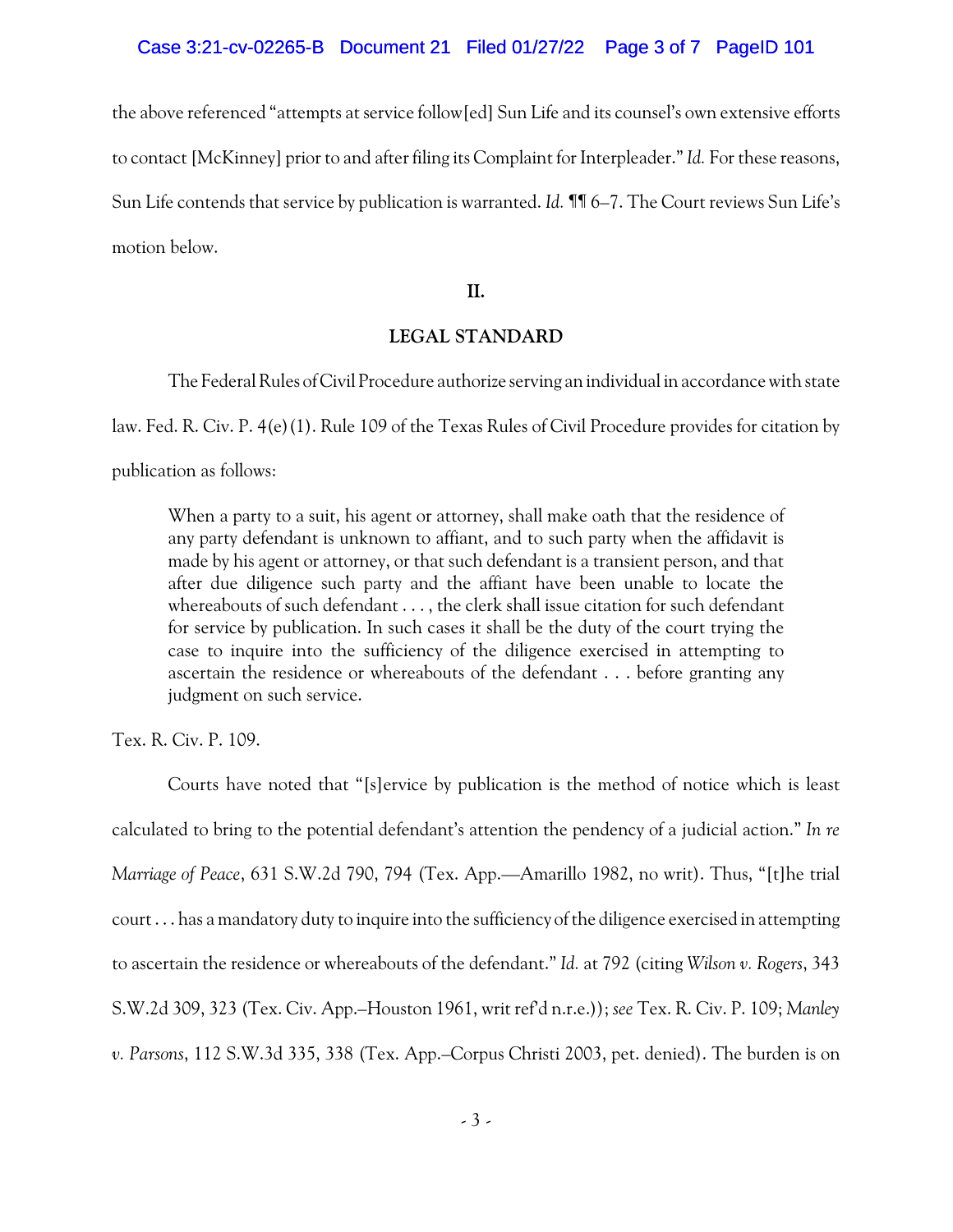the above referenced "attempts at service follow[ed] Sun Life and its counsel's own extensive efforts to contact [McKinney] prior to and after filing its Complaint for Interpleader." *Id.* For these reasons, Sun Life contends that service by publication is warranted. *Id.* ¶¶ 6–7. The Court reviews Sun Life's motion below.

## II.

## LEGAL STANDARD

The Federal Rules of Civil Procedure authorize serving an individual in accordance with state law. Fed. R. Civ. P. 4(e)(1). Rule 109 of the Texas Rules of Civil Procedure provides for citation by publication as follows:

> When a party to a suit, his agent or attorney, shall make oath that the residence of any party defendant is unknown to affiant, and to such party when the affidavit is made by his agent or attorney, or that such defendant is a transient person, and that after due diligence such party and the affiant have been unable to locate the whereabouts of such defendant . . . , the clerk shall issue citation for such defendant for service by publication. In such cases it shall be the duty of the court trying the case to inquire into the sufficiency of the diligence exercised in attempting to ascertain the residence or whereabouts of the defendant . . . before granting any judgment on such service.

Tex. R. Civ. P. 109.

Courts have noted that "[s]ervice by publication is the method of notice which is least calculated to bring to the potential defendant's attention the pendency of a judicial action." *In re Marriage of Peace*, 631 S.W.2d 790, 794 (Tex. App.—Amarillo 1982, no writ). Thus, "[t]he trial court . . . has a mandatory duty to inquire into the sufficiency of the diligence exercised in attempting to ascertain the residence or whereabouts of the defendant." *Id.* at 792 (citing *Wilson v. Rogers*, 343 S.W.2d 309, 323 (Tex. Civ. App.–Houston 1961, writ ref'd n.r.e.)); *see* Tex. R. Civ. P. 109; *Manley v. Parsons*, 112 S.W.3d 335, 338 (Tex. App.–Corpus Christi 2003, pet. denied). The burden is on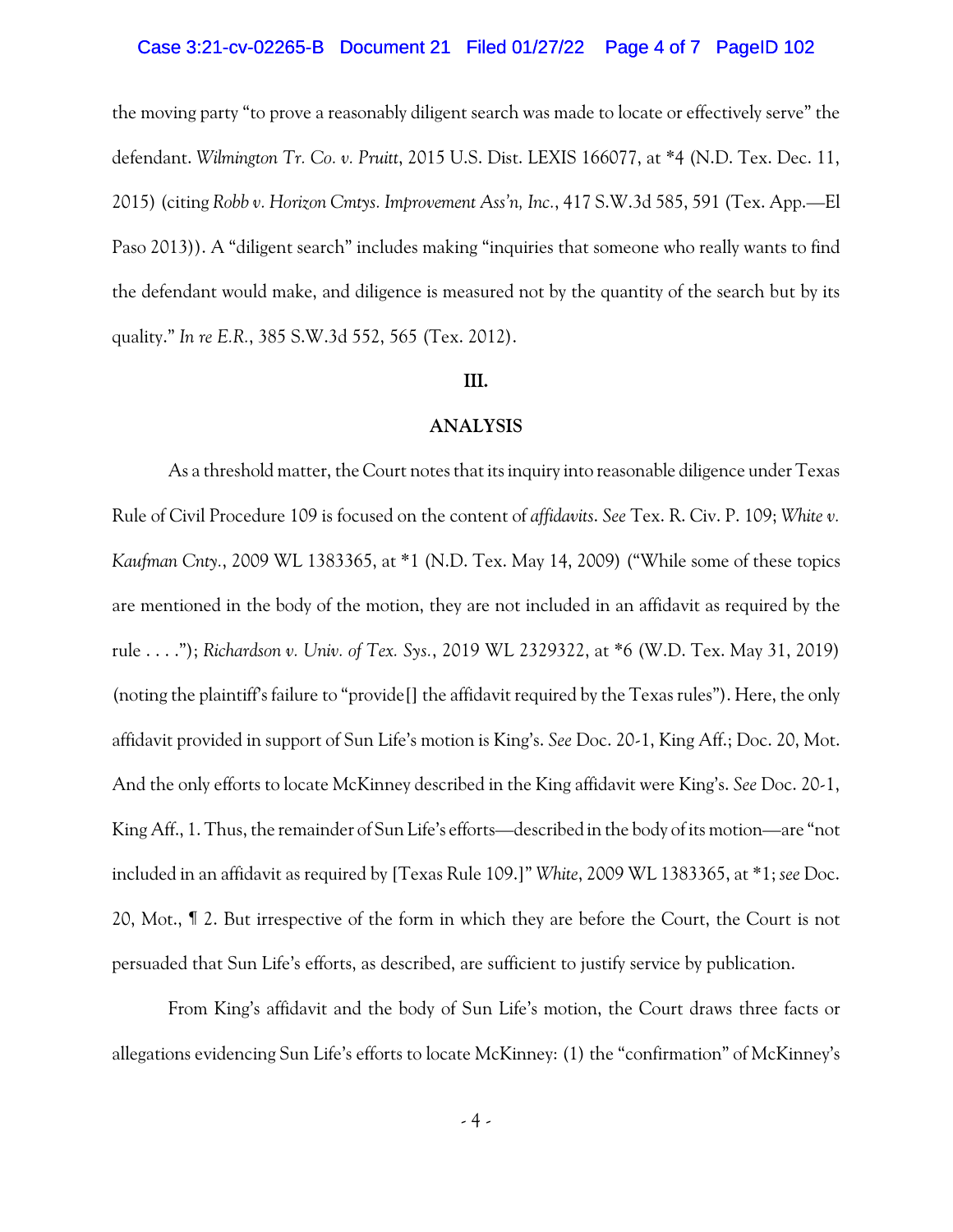the moving party "to prove a reasonably diligent search was made to locate or effectively serve" the defendant. *Wilmington Tr. Co. v. Pruitt*, 2015 U.S. Dist. LEXIS 166077, at *4 (N.D. Tex. Dec. 11, 2015) (citing *Robb v. Horizon Cmtys. Improvement Ass'n, Inc.*, 417 S.W.3d 585, 591 (Tex. App.—El Paso 2013)). A "diligent search" includes making "inquiries that someone who really wants to find the defendant would make, and diligence is measured not by the quantity of the search but by its quality." *In re E.R.*, 385 S.W.3d 552, 565 (Tex. 2012).

## III.

## ANALYSIS

As a threshold matter, the Court notes that its inquiry into reasonable diligence under Texas Rule of Civil Procedure 109 is focused on the content of *affidavits*. *See* Tex. R. Civ. P. 109; *White v. Kaufman Cnty.*, 2009 WL 1383365, at *1 (N.D. Tex. May 14, 2009) ("While some of these topics are mentioned in the body of the motion, they are not included in an affidavit as required by the rule . . . ."); *Richardson v. Univ. of Tex. Sys.*, 2019 WL 2329322, at *6 (W.D. Tex. May 31, 2019) (noting the plaintiff's failure to "provide[] the affidavit required by the Texas rules"). Here, the only affidavit provided in support of Sun Life's motion is King's. *See* Doc. 20-1, King Aff.; Doc. 20, Mot. And the only efforts to locate McKinney described in the King affidavit were King's. *See* Doc. 20-1, King Aff., 1. Thus, the remainder of Sun Life's efforts—described in the body of its motion—are "not included in an affidavit as required by [Texas Rule 109.]" *White*, 2009 WL 1383365, at *1; *see* Doc. 20, Mot., ¶ 2. But irrespective of the form in which they are before the Court, the Court is not persuaded that Sun Life's efforts, as described, are sufficient to justify service by publication.

From King's affidavit and the body of Sun Life's motion, the Court draws three facts or allegations evidencing Sun Life's efforts to locate McKinney: (1) the "confirmation" of McKinney's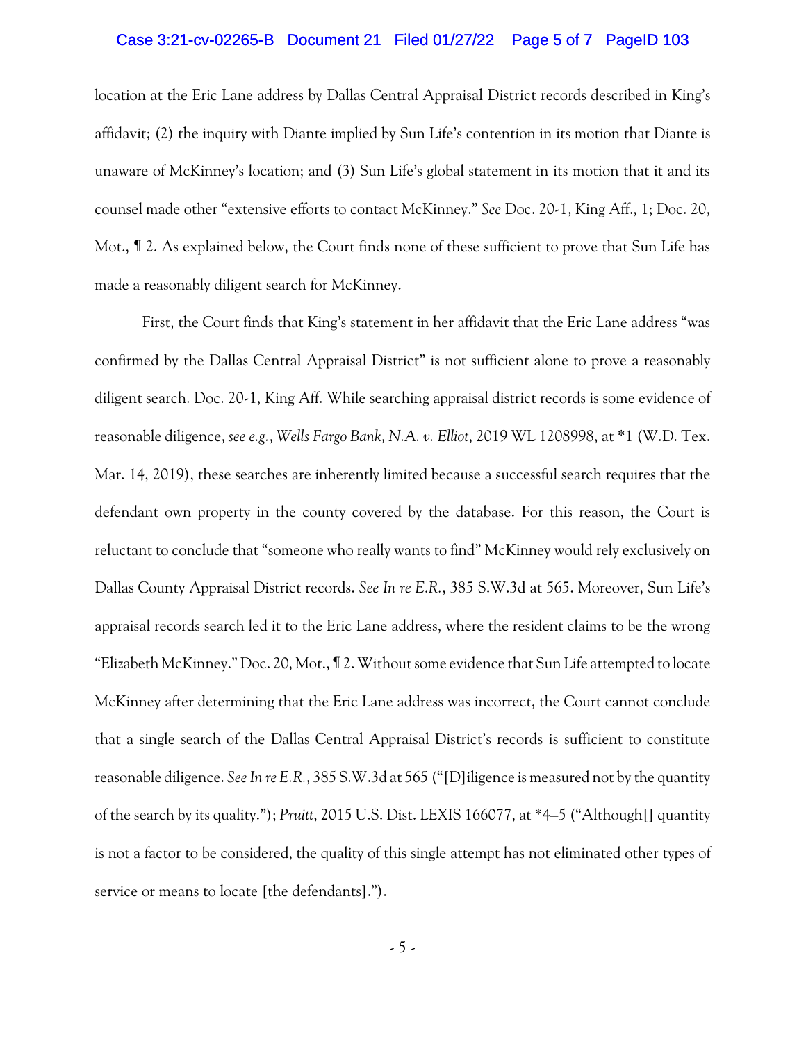location at the Eric Lane address by Dallas Central Appraisal District records described in King's affidavit; (2) the inquiry with Diante implied by Sun Life's contention in its motion that Diante is unaware of McKinney's location; and (3) Sun Life's global statement in its motion that it and its counsel made other "extensive efforts to contact McKinney." *See* Doc. 20-1, King Aff., 1; Doc. 20, Mot., ¶ 2. As explained below, the Court finds none of these sufficient to prove that Sun Life has made a reasonably diligent search for McKinney.

First, the Court finds that King's statement in her affidavit that the Eric Lane address "was confirmed by the Dallas Central Appraisal District" is not sufficient alone to prove a reasonably diligent search. Doc. 20-1, King Aff. While searching appraisal district records is some evidence of reasonable diligence, *see e.g.*, *Wells Fargo Bank, N.A. v. Elliot*, 2019 WL 1208998, at *1 (W.D. Tex. Mar. 14, 2019), these searches are inherently limited because a successful search requires that the defendant own property in the county covered by the database. For this reason, the Court is reluctant to conclude that "someone who really wants to find" McKinney would rely exclusively on Dallas County Appraisal District records. *See In re E.R.*, 385 S.W.3d at 565. Moreover, Sun Life's appraisal records search led it to the Eric Lane address, where the resident claims to be the wrong "Elizabeth McKinney." Doc. 20, Mot., ¶ 2. Without some evidence that Sun Life attempted to locate McKinney after determining that the Eric Lane address was incorrect, the Court cannot conclude that a single search of the Dallas Central Appraisal District's records is sufficient to constitute reasonable diligence. *See In re E.R.*, 385 S.W.3d at 565 ("[D]iligence is measured not by the quantity of the search by its quality."); *Pruitt*, 2015 U.S. Dist. LEXIS 166077, at *4–5 ("Although[] quantity is not a factor to be considered, the quality of this single attempt has not eliminated other types of service or means to locate [the defendants].").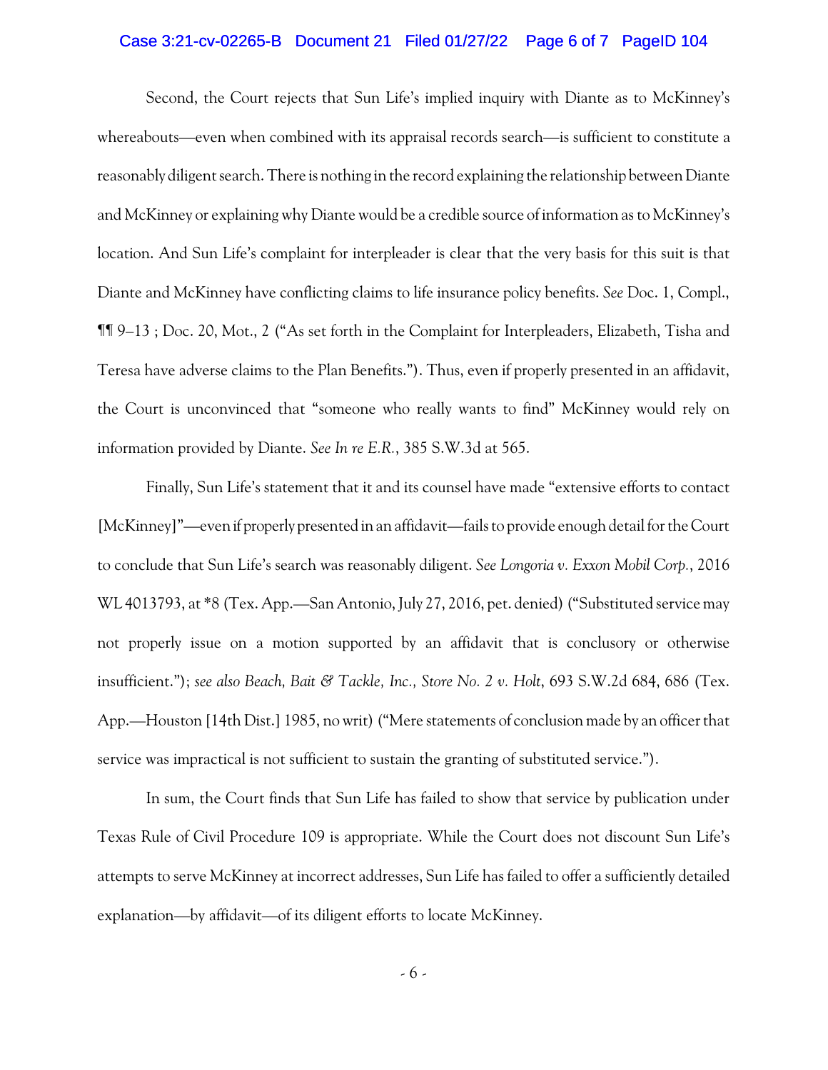Second, the Court rejects that Sun Life's implied inquiry with Diante as to McKinney's whereabouts—even when combined with its appraisal records search—is sufficient to constitute a reasonably diligent search. There is nothing in the record explaining the relationship between Diante and McKinney or explaining why Diante would be a credible source of information as to McKinney's location. And Sun Life's complaint for interpleader is clear that the very basis for this suit is that Diante and McKinney have conflicting claims to life insurance policy benefits. *See* Doc. 1, Compl., ¶¶ 9–13 ; Doc. 20, Mot., 2 ("As set forth in the Complaint for Interpleaders, Elizabeth, Tisha and Teresa have adverse claims to the Plan Benefits."). Thus, even if properly presented in an affidavit, the Court is unconvinced that "someone who really wants to find" McKinney would rely on information provided by Diante. *See In re E.R.*, 385 S.W.3d at 565.

Finally, Sun Life's statement that it and its counsel have made "extensive efforts to contact [McKinney]"—even if properly presented in an affidavit—fails to provide enough detail for the Court to conclude that Sun Life's search was reasonably diligent. *See Longoria v. Exxon Mobil Corp.*, 2016 WL 4013793, at *8 (Tex. App.—San Antonio, July 27, 2016, pet. denied) ("Substituted service may not properly issue on a motion supported by an affidavit that is conclusory or otherwise insufficient."); *see also Beach, Bait & Tackle, Inc., Store No. 2 v. Holt*, 693 S.W.2d 684, 686 (Tex. App.—Houston [14th Dist.] 1985, no writ) ("Mere statements of conclusion made by an officer that service was impractical is not sufficient to sustain the granting of substituted service.").

In sum, the Court finds that Sun Life has failed to show that service by publication under Texas Rule of Civil Procedure 109 is appropriate. While the Court does not discount Sun Life's attempts to serve McKinney at incorrect addresses, Sun Life has failed to offer a sufficiently detailed explanation—by affidavit—of its diligent efforts to locate McKinney.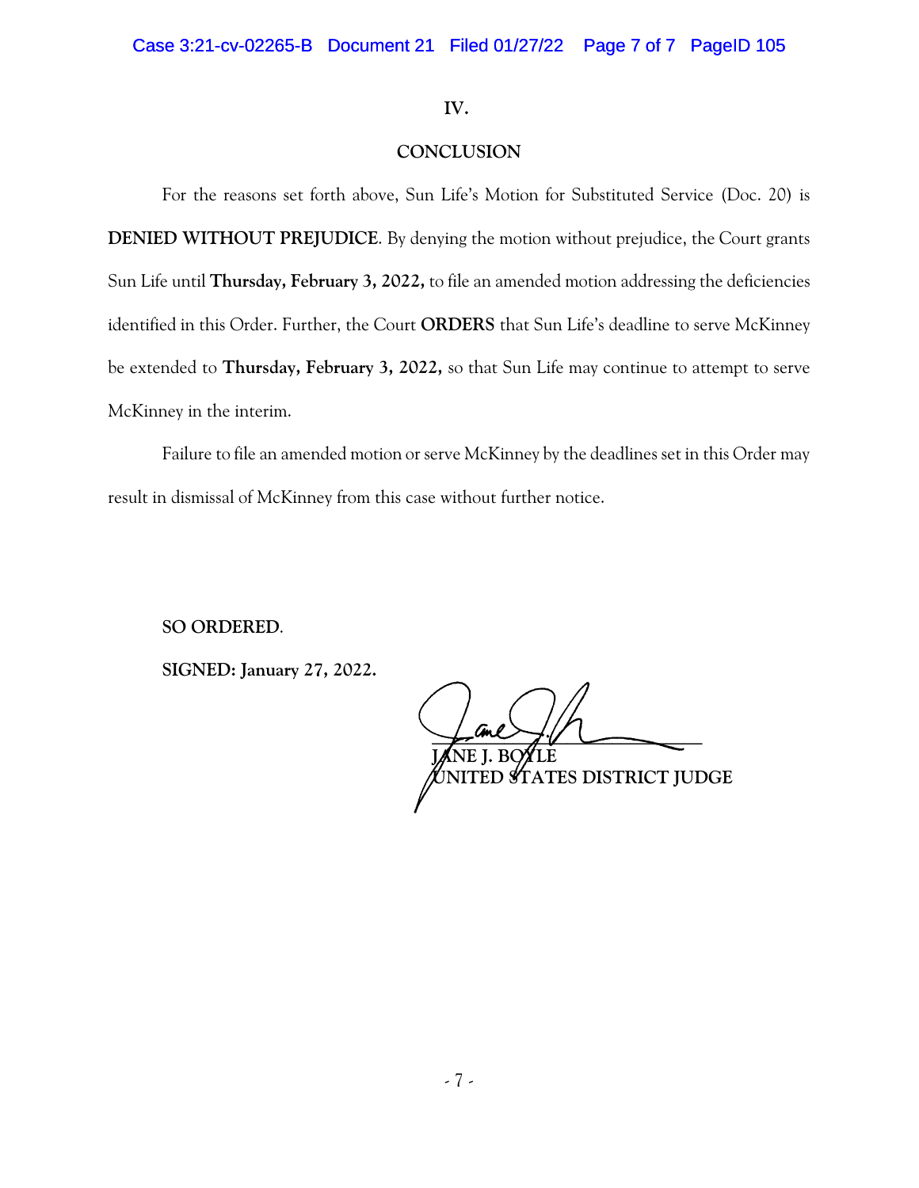## IV.

## CONCLUSION

For the reasons set forth above, Sun Life's Motion for Substituted Service (Doc. 20) is **DENIED WITHOUT PREJUDICE**. By denying the motion without prejudice, the Court grants Sun Life until **Thursday, February 3, 2022,** to file an amended motion addressing the deficiencies identified in this Order. Further, the Court **ORDERS** that Sun Life's deadline to serve McKinney be extended to **Thursday, February 3, 2022,** so that Sun Life may continue to attempt to serve McKinney in the interim.

Failure to file an amended motion or serve McKinney by the deadlines set in this Order may result in dismissal of McKinney from this case without further notice.

**SO ORDERED**.

**SIGNED: January 27, 2022.**

**JANE J. BOYLE**
**UNITED STATES DISTRICT JUDGE**